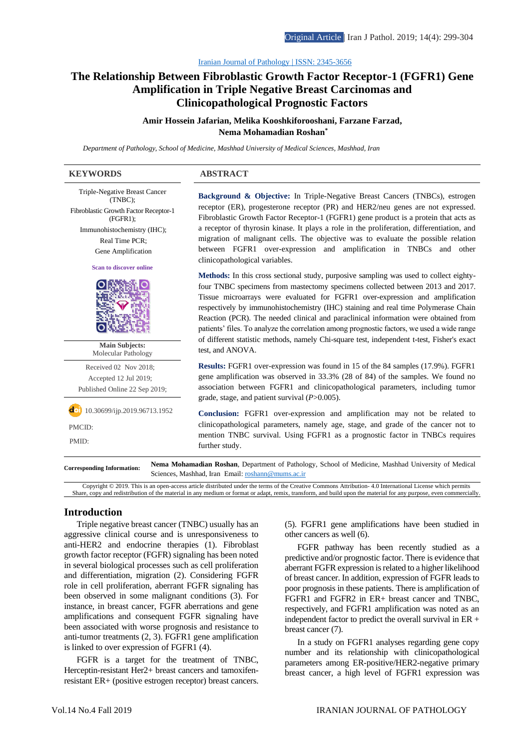Original Article

Iranian Journal of Pathology | ISSN: 2345-3656

# The Relationship Between Fibroblastic Growth Factor Receptor-1 (FGFR1) Gene Amplification in Triple Negative Breast Carcinomas and Clinicopathological Prognostic Factors

**Amir Hossein Jafarian, Melika Kooshkiforooshani, Farzane Farzad, Nema Mohamadian Roshan***

*Department of Pathology, School of Medicine, Mashhad University of Medical Sciences, Mashhad, Iran*

## KEYWORDS

Triple-Negative Breast Cancer (TNBC);
Fibroblastic Growth Factor Receptor-1 (FGFR1);
Immunohistochemistry (IHC);
Real Time PCR;
Gene Amplification

Scan to discover online

**Main Subjects:**
Molecular Pathology

Received 02 Nov 2018;
Accepted 12 Jul 2019;
Published Online 22 Sep 2019;

10.30699/ijp.2019.96713.1952

PMCID:

PMID:

## ABSTRACT

**Background & Objective:** In Triple-Negative Breast Cancers (TNBCs), estrogen receptor (ER), progesterone receptor (PR) and HER2/neu genes are not expressed. Fibroblastic Growth Factor Receptor-1 (FGFR1) gene product is a protein that acts as a receptor of thyrosin kinase. It plays a role in the proliferation, differentiation, and migration of malignant cells. The objective was to evaluate the possible relation between FGFR1 over-expression and amplification in TNBCs and other clinicopathological variables.

**Methods:** In this cross sectional study, purposive sampling was used to collect eighty-four TNBC specimens from mastectomy specimens collected between 2013 and 2017. Tissue microarrays were evaluated for FGFR1 over-expression and amplification respectively by immunohistochemistry (IHC) staining and real time Polymerase Chain Reaction (PCR). The needed clinical and paraclinical information were obtained from patients' files. To analyze the correlation among prognostic factors, we used a wide range of different statistic methods, namely Chi-square test, independent t-test, Fisher's exact test, and ANOVA.

**Results:** FGFR1 over-expression was found in 15 of the 84 samples (17.9%). FGFR1 gene amplification was observed in 33.3% (28 of 84) of the samples. We found no association between FGFR1 and clinicopathological parameters, including tumor grade, stage, and patient survival ($P$>0.005).

**Conclusion:** FGFR1 over-expression and amplification may not be related to clinicopathological parameters, namely age, stage, and grade of the cancer not to mention TNBC survival. Using FGFR1 as a prognostic factor in TNBCs requires further study.

**Corresponding Information:** **Nema Mohamadian Roshan**, Department of Pathology, School of Medicine, Mashhad University of Medical Sciences, Mashhad, Iran Email: roshann@mums.ac.ir

Copyright © 2019. This is an open-access article distributed under the terms of the Creative Commons Attribution- 4.0 International License which permits Share, copy and redistribution of the material in any medium or format or adapt, remix, transform, and build upon the material for any purpose, even commercially.

## Introduction

Triple negative breast cancer (TNBC) usually has an aggressive clinical course and is unresponsiveness to anti-HER2 and endocrine therapies (1). Fibroblast growth factor receptor (FGFR) signaling has been noted in several biological processes such as cell proliferation and differentiation, migration (2). Considering FGFR role in cell proliferation, aberrant FGFR signaling has been observed in some malignant conditions (3). For instance, in breast cancer, FGFR aberrations and gene amplifications and consequent FGFR signaling have been associated with worse prognosis and resistance to anti-tumor treatments (2, 3). FGFR1 gene amplification is linked to over expression of FGFR1 (4).

FGFR is a target for the treatment of TNBC, Herceptin-resistant Her2+ breast cancers and tamoxifen-resistant ER+ (positive estrogen receptor) breast cancers. (5). FGFR1 gene amplifications have been studied in other cancers as well (6).

FGFR pathway has been recently studied as a predictive and/or prognostic factor. There is evidence that aberrant FGFR expression is related to a higher likelihood of breast cancer. In addition, expression of FGFR leads to poor prognosis in these patients. There is amplification of FGFR1 and FGFR2 in ER+ breast cancer and TNBC, respectively, and FGFR1 amplification was noted as an independent factor to predict the overall survival in ER + breast cancer (7).

In a study on FGFR1 analyses regarding gene copy number and its relationship with clinicopathological parameters among ER-positive/HER2-negative primary breast cancer, a high level of FGFR1 expression was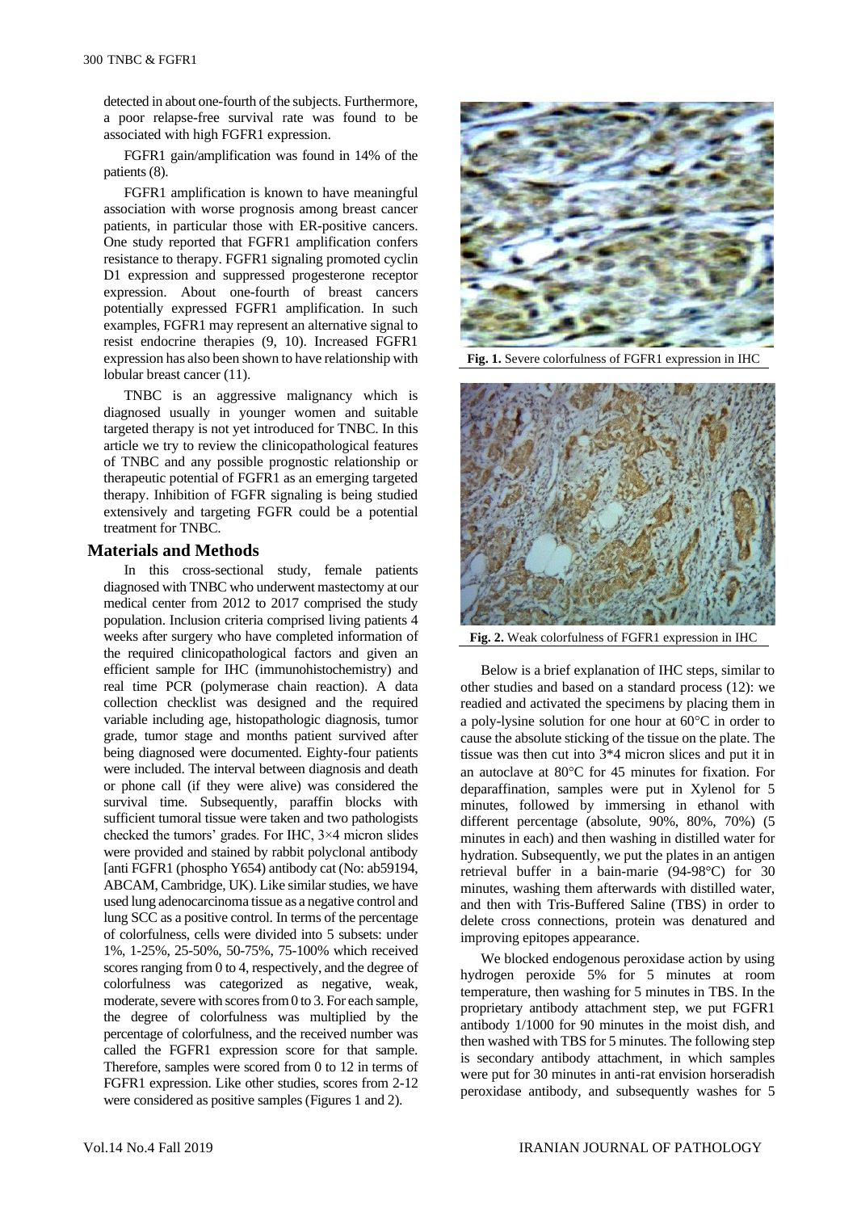detected in about one-fourth of the subjects. Furthermore, a poor relapse-free survival rate was found to be associated with high FGFR1 expression.

FGFR1 gain/amplification was found in 14% of the patients (8).

FGFR1 amplification is known to have meaningful association with worse prognosis among breast cancer patients, in particular those with ER-positive cancers. One study reported that FGFR1 amplification confers resistance to therapy. FGFR1 signaling promoted cyclin D1 expression and suppressed progesterone receptor expression. About one-fourth of breast cancers potentially expressed FGFR1 amplification. In such examples, FGFR1 may represent an alternative signal to resist endocrine therapies (9, 10). Increased FGFR1 expression has also been shown to have relationship with lobular breast cancer (11).

TNBC is an aggressive malignancy which is diagnosed usually in younger women and suitable targeted therapy is not yet introduced for TNBC. In this article we try to review the clinicopathological features of TNBC and any possible prognostic relationship or therapeutic potential of FGFR1 as an emerging targeted therapy. Inhibition of FGFR signaling is being studied extensively and targeting FGFR could be a potential treatment for TNBC.

## Materials and Methods

In this cross-sectional study, female patients diagnosed with TNBC who underwent mastectomy at our medical center from 2012 to 2017 comprised the study population. Inclusion criteria comprised living patients 4 weeks after surgery who have completed information of the required clinicopathological factors and given an efficient sample for IHC (immunohistochemistry) and real time PCR (polymerase chain reaction). A data collection checklist was designed and the required variable including age, histopathologic diagnosis, tumor grade, tumor stage and months patient survived after being diagnosed were documented. Eighty-four patients were included. The interval between diagnosis and death or phone call (if they were alive) was considered the survival time. Subsequently, paraffin blocks with sufficient tumoral tissue were taken and two pathologists checked the tumors' grades. For IHC, 3×4 micron slides were provided and stained by rabbit polyclonal antibody [anti FGFR1 (phospho Y654) antibody cat (No: ab59194, ABCAM, Cambridge, UK). Like similar studies, we have used lung adenocarcinoma tissue as a negative control and lung SCC as a positive control. In terms of the percentage of colorfulness, cells were divided into 5 subsets: under 1%, 1-25%, 25-50%, 50-75%, 75-100% which received scores ranging from 0 to 4, respectively, and the degree of colorfulness was categorized as negative, weak, moderate, severe with scores from 0 to 3. For each sample, the degree of colorfulness was multiplied by the percentage of colorfulness, and the received number was called the FGFR1 expression score for that sample. Therefore, samples were scored from 0 to 12 in terms of FGFR1 expression. Like other studies, scores from 2-12 were considered as positive samples (Figures 1 and 2).

**Fig. 1.** Severe colorfulness of FGFR1 expression in IHC

**Fig. 2.** Weak colorfulness of FGFR1 expression in IHC

Below is a brief explanation of IHC steps, similar to other studies and based on a standard process (12): we readied and activated the specimens by placing them in a poly-lysine solution for one hour at 60°C in order to cause the absolute sticking of the tissue on the plate. The tissue was then cut into 3*4 micron slices and put it in an autoclave at 80°C for 45 minutes for fixation. For deparaffination, samples were put in Xylenol for 5 minutes, followed by immersing in ethanol with different percentage (absolute, 90%, 80%, 70%) (5 minutes in each) and then washing in distilled water for hydration. Subsequently, we put the plates in an antigen retrieval buffer in a bain-marie (94-98°C) for 30 minutes, washing them afterwards with distilled water, and then with Tris-Buffered Saline (TBS) in order to delete cross connections, protein was denatured and improving epitopes appearance.

We blocked endogenous peroxidase action by using hydrogen peroxide 5% for 5 minutes at room temperature, then washing for 5 minutes in TBS. In the proprietary antibody attachment step, we put FGFR1 antibody 1/1000 for 90 minutes in the moist dish, and then washed with TBS for 5 minutes. The following step is secondary antibody attachment, in which samples were put for 30 minutes in anti-rat envision horseradish peroxidase antibody, and subsequently washes for 5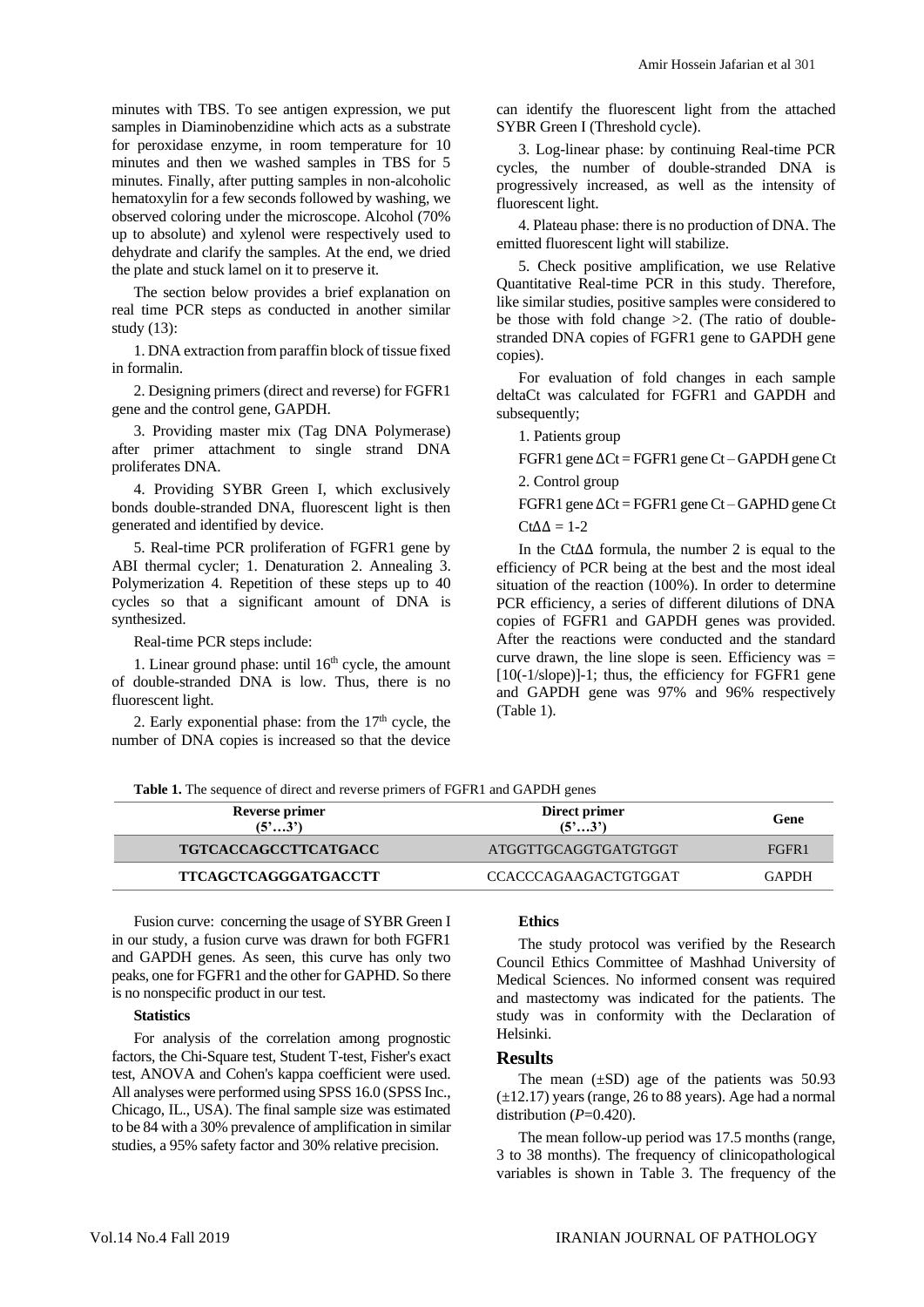minutes with TBS. To see antigen expression, we put samples in Diaminobenzidine which acts as a substrate for peroxidase enzyme, in room temperature for 10 minutes and then we washed samples in TBS for 5 minutes. Finally, after putting samples in non-alcoholic hematoxylin for a few seconds followed by washing, we observed coloring under the microscope. Alcohol (70% up to absolute) and xylenol were respectively used to dehydrate and clarify the samples. At the end, we dried the plate and stuck lamel on it to preserve it.

The section below provides a brief explanation on real time PCR steps as conducted in another similar study (13):

1. DNA extraction from paraffin block of tissue fixed in formalin.

2. Designing primers (direct and reverse) for FGFR1 gene and the control gene, GAPDH.

3. Providing master mix (Tag DNA Polymerase) after primer attachment to single strand DNA proliferates DNA.

4. Providing SYBR Green I, which exclusively bonds double-stranded DNA, fluorescent light is then generated and identified by device.

5. Real-time PCR proliferation of FGFR1 gene by ABI thermal cycler; 1. Denaturation 2. Annealing 3. Polymerization 4. Repetition of these steps up to 40 cycles so that a significant amount of DNA is synthesized.

Real-time PCR steps include:

1. Linear ground phase: until $16^{th}$ cycle, the amount of double-stranded DNA is low. Thus, there is no fluorescent light.

2. Early exponential phase: from the $17^{th}$ cycle, the number of DNA copies is increased so that the device can identify the fluorescent light from the attached SYBR Green I (Threshold cycle).

3. Log-linear phase: by continuing Real-time PCR cycles, the number of double-stranded DNA is progressively increased, as well as the intensity of fluorescent light.

4. Plateau phase: there is no production of DNA. The emitted fluorescent light will stabilize.

5. Check positive amplification, we use Relative Quantitative Real-time PCR in this study. Therefore, like similar studies, positive samples were considered to be those with fold change >2. (The ratio of double-stranded DNA copies of FGFR1 gene to GAPDH gene copies).

For evaluation of fold changes in each sample deltaCt was calculated for FGFR1 and GAPDH and subsequently;

1. Patients group

FGFR1 gene ΔCt = FGFR1 gene Ct – GAPDH gene Ct

2. Control group

FGFR1 gene ΔCt = FGFR1 gene Ct – GAPHD gene Ct

CtΔΔ = 1-2

In the CtΔΔ formula, the number 2 is equal to the efficiency of PCR being at the best and the most ideal situation of the reaction (100%). In order to determine PCR efficiency, a series of different dilutions of DNA copies of FGFR1 and GAPDH genes was provided. After the reactions were conducted and the standard curve drawn, the line slope is seen. Efficiency was = [10(-1/slope)]-1; thus, the efficiency for FGFR1 gene and GAPDH gene was 97% and 96% respectively (Table 1).

**Table 1.** The sequence of direct and reverse primers of FGFR1 and GAPDH genes

| Reverse primer (5'…3') | Direct primer (5'…3') | Gene |
|---|---|---|
| TGTCACCAGCCTTCATGACC | ATGGTTGCAGGTGATGTGGT | FGFR1 |
| TTCAGCTCAGGGATGACCTT | CCACCCAGAAGACTGTGGAT | GAPDH |

Fusion curve: concerning the usage of SYBR Green I in our study, a fusion curve was drawn for both FGFR1 and GAPDH genes. As seen, this curve has only two peaks, one for FGFR1 and the other for GAPHD. So there is no nonspecific product in our test.

**Statistics**

For analysis of the correlation among prognostic factors, the Chi-Square test, Student T-test, Fisher's exact test, ANOVA and Cohen's kappa coefficient were used. All analyses were performed using SPSS 16.0 (SPSS Inc., Chicago, IL., USA). The final sample size was estimated to be 84 with a 30% prevalence of amplification in similar studies, a 95% safety factor and 30% relative precision.

**Ethics**

The study protocol was verified by the Research Council Ethics Committee of Mashhad University of Medical Sciences. No informed consent was required and mastectomy was indicated for the patients. The study was in conformity with the Declaration of Helsinki.

## Results

The mean (±SD) age of the patients was 50.93 (±12.17) years (range, 26 to 88 years). Age had a normal distribution ($P$=0.420).

The mean follow-up period was 17.5 months (range, 3 to 38 months). The frequency of clinicopathological variables is shown in Table 3. The frequency of the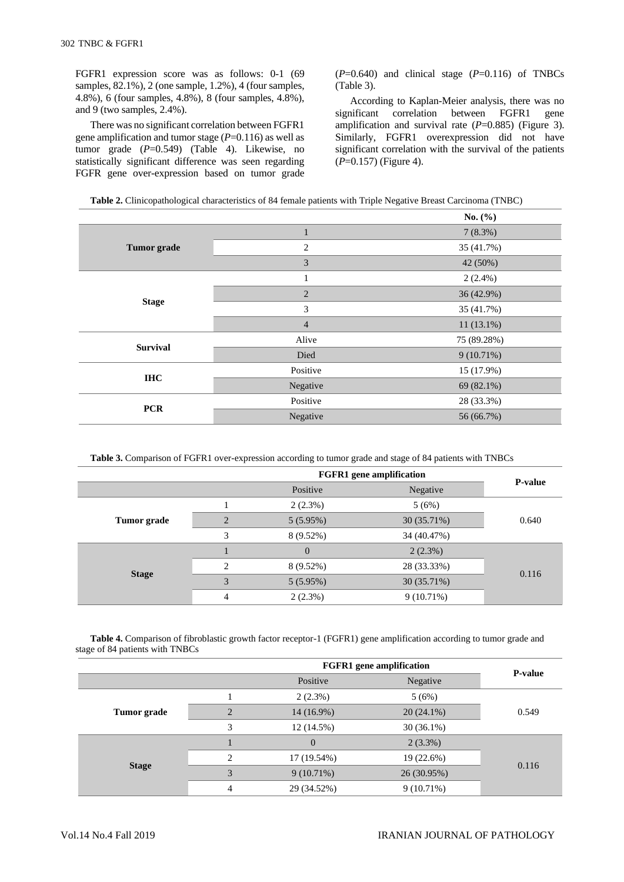FGFR1 expression score was as follows: 0-1 (69 samples, 82.1%), 2 (one sample, 1.2%), 4 (four samples, 4.8%), 6 (four samples, 4.8%), 8 (four samples, 4.8%), and 9 (two samples, 2.4%).

There was no significant correlation between FGFR1 gene amplification and tumor stage (*P*=0.116) as well as tumor grade (*P*=0.549) (Table 4). Likewise, no statistically significant difference was seen regarding FGFR gene over-expression based on tumor grade (*P*=0.640) and clinical stage (*P*=0.116) of TNBCs (Table 3).

According to Kaplan-Meier analysis, there was no significant correlation between FGFR1 gene amplification and survival rate (*P*=0.885) (Figure 3). Similarly, FGFR1 overexpression did not have significant correlation with the survival of the patients (*P*=0.157) (Figure 4).

**Table 2.** Clinicopathological characteristics of 84 female patients with Triple Negative Breast Carcinoma (TNBC)

| | | No. (%) |
|---|---|---|
| Tumor grade | 1 | 7 (8.3%) |
| | 2 | 35 (41.7%) |
| | 3 | 42 (50%) |
| Stage | 1 | 2 (2.4%) |
| | 2 | 36 (42.9%) |
| | 3 | 35 (41.7%) |
| | 4 | 11 (13.1%) |
| Survival | Alive | 75 (89.28%) |
| | Died | 9 (10.71%) |
| IHC | Positive | 15 (17.9%) |
| | Negative | 69 (82.1%) |
| PCR | Positive | 28 (33.3%) |
| | Negative | 56 (66.7%) |

**Table 3.** Comparison of FGFR1 over-expression according to tumor grade and stage of 84 patients with TNBCs

| | | FGFR1 gene amplification | | P-value |
|---|---|---|---|---|
| | | Positive | Negative | |
| Tumor grade | 1 | 2 (2.3%) | 5 (6%) | 0.640 |
| | 2 | 5 (5.95%) | 30 (35.71%) | |
| | 3 | 8 (9.52%) | 34 (40.47%) | |
| Stage | 1 | 0 | 2 (2.3%) | 0.116 |
| | 2 | 8 (9.52%) | 28 (33.33%) | |
| | 3 | 5 (5.95%) | 30 (35.71%) | |
| | 4 | 2 (2.3%) | 9 (10.71%) | |

**Table 4.** Comparison of fibroblastic growth factor receptor-1 (FGFR1) gene amplification according to tumor grade and stage of 84 patients with TNBCs

| | | FGFR1 gene amplification | | P-value |
|---|---|---|---|---|
| | | Positive | Negative | |
| Tumor grade | 1 | 2 (2.3%) | 5 (6%) | 0.549 |
| | 2 | 14 (16.9%) | 20 (24.1%) | |
| | 3 | 12 (14.5%) | 30 (36.1%) | |
| Stage | 1 | 0 | 2 (3.3%) | 0.116 |
| | 2 | 17 (19.54%) | 19 (22.6%) | |
| | 3 | 9 (10.71%) | 26 (30.95%) | |
| | 4 | 29 (34.52%) | 9 (10.71%) | |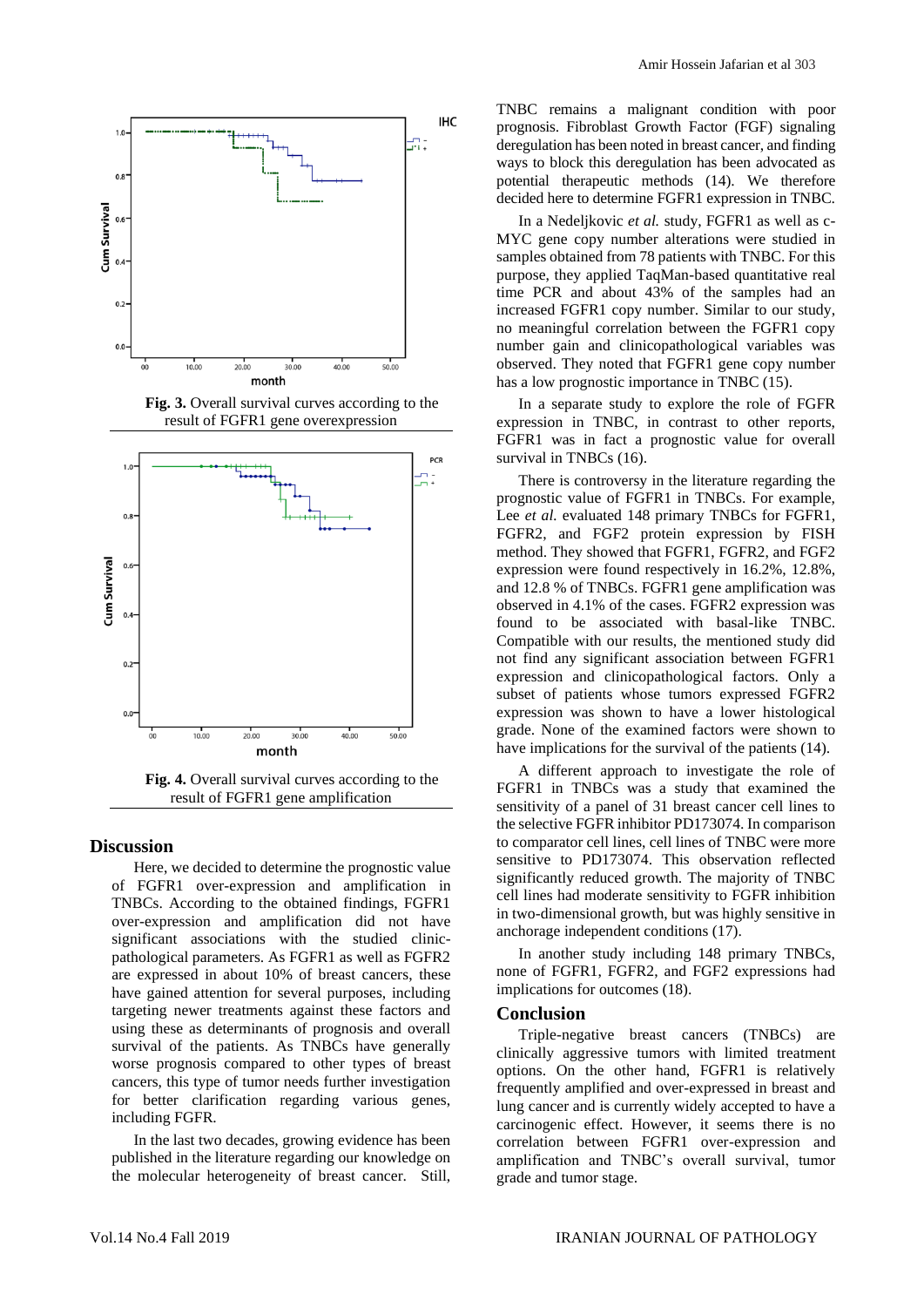Fig. 3. Overall survival curves according to the result of FGFR1 gene overexpression

Fig. 4. Overall survival curves according to the result of FGFR1 gene amplification

## Discussion

Here, we decided to determine the prognostic value of FGFR1 over-expression and amplification in TNBCs. According to the obtained findings, FGFR1 over-expression and amplification did not have significant associations with the studied clinic-pathological parameters. As FGFR1 as well as FGFR2 are expressed in about 10% of breast cancers, these have gained attention for several purposes, including targeting newer treatments against these factors and using these as determinants of prognosis and overall survival of the patients. As TNBCs have generally worse prognosis compared to other types of breast cancers, this type of tumor needs further investigation for better clarification regarding various genes, including FGFR.

In the last two decades, growing evidence has been published in the literature regarding our knowledge on the molecular heterogeneity of breast cancer. Still, TNBC remains a malignant condition with poor prognosis. Fibroblast Growth Factor (FGF) signaling deregulation has been noted in breast cancer, and finding ways to block this deregulation has been advocated as potential therapeutic methods (14). We therefore decided here to determine FGFR1 expression in TNBC.

In a Nedeljkovic *et al.* study, FGFR1 as well as c-MYC gene copy number alterations were studied in samples obtained from 78 patients with TNBC. For this purpose, they applied TaqMan-based quantitative real time PCR and about 43% of the samples had an increased FGFR1 copy number. Similar to our study, no meaningful correlation between the FGFR1 copy number gain and clinicopathological variables was observed. They noted that FGFR1 gene copy number has a low prognostic importance in TNBC (15).

In a separate study to explore the role of FGFR expression in TNBC, in contrast to other reports, FGFR1 was in fact a prognostic value for overall survival in TNBCs (16).

There is controversy in the literature regarding the prognostic value of FGFR1 in TNBCs. For example, Lee *et al.* evaluated 148 primary TNBCs for FGFR1, FGFR2, and FGF2 protein expression by FISH method. They showed that FGFR1, FGFR2, and FGF2 expression were found respectively in 16.2%, 12.8%, and 12.8 % of TNBCs. FGFR1 gene amplification was observed in 4.1% of the cases. FGFR2 expression was found to be associated with basal-like TNBC. Compatible with our results, the mentioned study did not find any significant association between FGFR1 expression and clinicopathological factors. Only a subset of patients whose tumors expressed FGFR2 expression was shown to have a lower histological grade. None of the examined factors were shown to have implications for the survival of the patients (14).

A different approach to investigate the role of FGFR1 in TNBCs was a study that examined the sensitivity of a panel of 31 breast cancer cell lines to the selective FGFR inhibitor PD173074. In comparison to comparator cell lines, cell lines of TNBC were more sensitive to PD173074. This observation reflected significantly reduced growth. The majority of TNBC cell lines had moderate sensitivity to FGFR inhibition in two-dimensional growth, but was highly sensitive in anchorage independent conditions (17).

In another study including 148 primary TNBCs, none of FGFR1, FGFR2, and FGF2 expressions had implications for outcomes (18).

## Conclusion

Triple-negative breast cancers (TNBCs) are clinically aggressive tumors with limited treatment options. On the other hand, FGFR1 is relatively frequently amplified and over-expressed in breast and lung cancer and is currently widely accepted to have a carcinogenic effect. However, it seems there is no correlation between FGFR1 over-expression and amplification and TNBC's overall survival, tumor grade and tumor stage.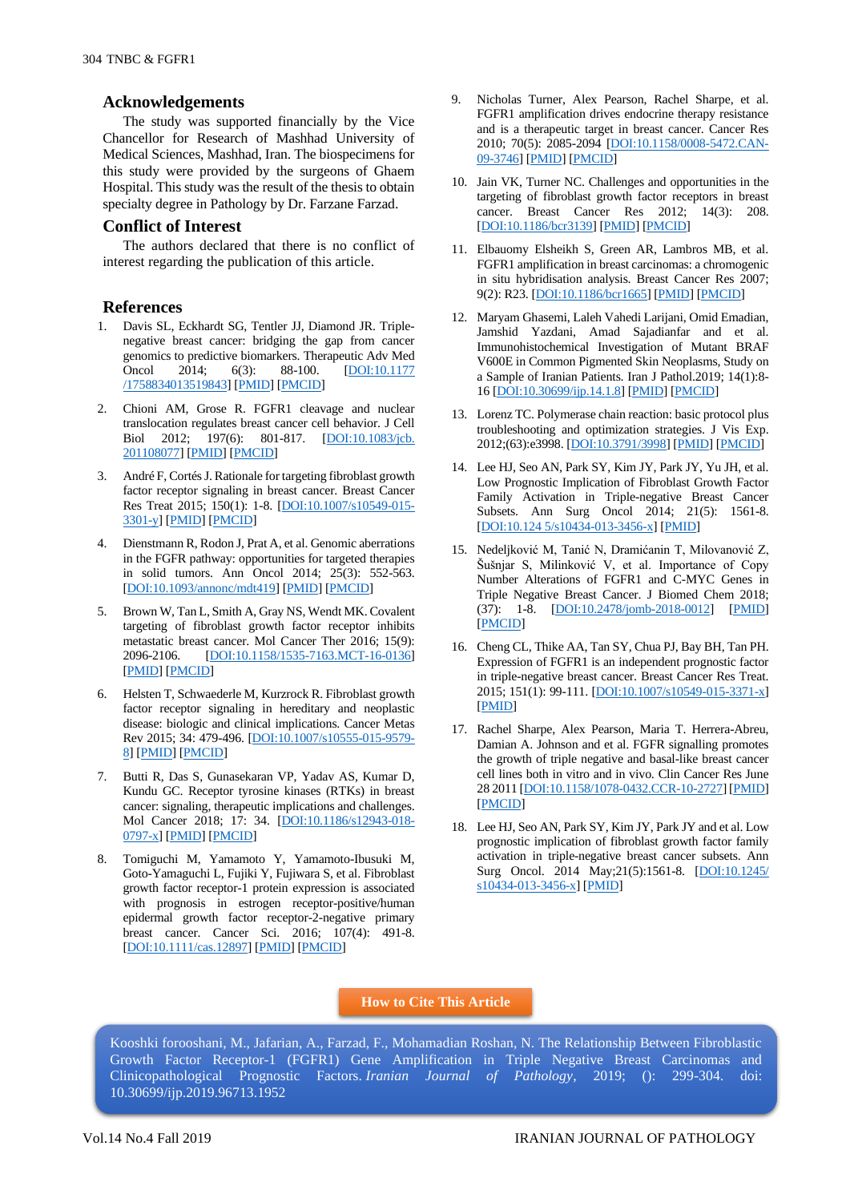## Acknowledgements

The study was supported financially by the Vice Chancellor for Research of Mashhad University of Medical Sciences, Mashhad, Iran. The biospecimens for this study were provided by the surgeons of Ghaem Hospital. This study was the result of the thesis to obtain specialty degree in Pathology by Dr. Farzane Farzad.

## Conflict of Interest

The authors declared that there is no conflict of interest regarding the publication of this article.

## References

1. Davis SL, Eckhardt SG, Tentler JJ, Diamond JR. Triple-negative breast cancer: bridging the gap from cancer genomics to predictive biomarkers. Therapeutic Adv Med Oncol 2014; 6(3): 88-100. [DOI:10.1177/1758834013519843] [PMID] [PMCID]
2. Chioni AM, Grose R. FGFR1 cleavage and nuclear translocation regulates breast cancer cell behavior. J Cell Biol 2012; 197(6): 801-817. [DOI:10.1083/jcb.201108077] [PMID] [PMCID]
3. André F, Cortés J. Rationale for targeting fibroblast growth factor receptor signaling in breast cancer. Breast Cancer Res Treat 2015; 150(1): 1-8. [DOI:10.1007/s10549-015-3301-y] [PMID] [PMCID]
4. Dienstmann R, Rodon J, Prat A, et al. Genomic aberrations in the FGFR pathway: opportunities for targeted therapies in solid tumors. Ann Oncol 2014; 25(3): 552-563. [DOI:10.1093/annonc/mdt419] [PMID] [PMCID]
5. Brown W, Tan L, Smith A, Gray NS, Wendt MK. Covalent targeting of fibroblast growth factor receptor inhibits metastatic breast cancer. Mol Cancer Ther 2016; 15(9): 2096-2106. [DOI:10.1158/1535-7163.MCT-16-0136] [PMID] [PMCID]
6. Helsten T, Schwaederle M, Kurzrock R. Fibroblast growth factor receptor signaling in hereditary and neoplastic disease: biologic and clinical implications. Cancer Metas Rev 2015; 34: 479-496. [DOI:10.1007/s10555-015-9579-8] [PMID] [PMCID]
7. Butti R, Das S, Gunasekaran VP, Yadav AS, Kumar D, Kundu GC. Receptor tyrosine kinases (RTKs) in breast cancer: signaling, therapeutic implications and challenges. Mol Cancer 2018; 17: 34. [DOI:10.1186/s12943-018-0797-x] [PMID] [PMCID]
8. Tomiguchi M, Yamamoto Y, Yamamoto-Ibusuki M, Goto-Yamaguchi L, Fujiki Y, Fujiwara S, et al. Fibroblast growth factor receptor-1 protein expression is associated with prognosis in estrogen receptor-positive/human epidermal growth factor receptor-2-negative primary breast cancer. Cancer Sci. 2016; 107(4): 491-8. [DOI:10.1111/cas.12897] [PMID] [PMCID]
9. Nicholas Turner, Alex Pearson, Rachel Sharpe, et al. FGFR1 amplification drives endocrine therapy resistance and is a therapeutic target in breast cancer. Cancer Res 2010; 70(5): 2085-2094 [DOI:10.1158/0008-5472.CAN-09-3746] [PMID] [PMCID]
10. Jain VK, Turner NC. Challenges and opportunities in the targeting of fibroblast growth factor receptors in breast cancer. Breast Cancer Res 2012; 14(3): 208. [DOI:10.1186/bcr3139] [PMID] [PMCID]
11. Elbauomy Elsheikh S, Green AR, Lambros MB, et al. FGFR1 amplification in breast carcinomas: a chromogenic in situ hybridisation analysis. Breast Cancer Res 2007; 9(2): R23. [DOI:10.1186/bcr1665] [PMID] [PMCID]
12. Maryam Ghasemi, Laleh Vahedi Larijani, Omid Emadian, Jamshid Yazdani, Amad Sajadianfar and et al. Immunohistochemical Investigation of Mutant BRAF V600E in Common Pigmented Skin Neoplasms, Study on a Sample of Iranian Patients. Iran J Pathol.2019; 14(1):8-16 [DOI:10.30699/ijp.14.1.8] [PMID] [PMCID]
13. Lorenz TC. Polymerase chain reaction: basic protocol plus troubleshooting and optimization strategies. J Vis Exp. 2012;(63):e3998. [DOI:10.3791/3998] [PMID] [PMCID]
14. Lee HJ, Seo AN, Park SY, Kim JY, Park JY, Yu JH, et al. Low Prognostic Implication of Fibroblast Growth Factor Family Activation in Triple-negative Breast Cancer Subsets. Ann Surg Oncol 2014; 21(5): 1561-8. [DOI:10.124 5/s10434-013-3456-x] [PMID]
15. Nedeljković M, Tanić N, Dramićanin T, Milovanović Z, Šušnjar S, Milinković V, et al. Importance of Copy Number Alterations of FGFR1 and C-MYC Genes in Triple Negative Breast Cancer. J Biomed Chem 2018; (37): 1-8. [DOI:10.2478/jomb-2018-0012] [PMID] [PMCID]
16. Cheng CL, Thike AA, Tan SY, Chua PJ, Bay BH, Tan PH. Expression of FGFR1 is an independent prognostic factor in triple-negative breast cancer. Breast Cancer Res Treat. 2015; 151(1): 99-111. [DOI:10.1007/s10549-015-3371-x] [PMID]
17. Rachel Sharpe, Alex Pearson, Maria T. Herrera-Abreu, Damian A. Johnson and et al. FGFR signalling promotes the growth of triple negative and basal-like breast cancer cell lines both in vitro and in vivo. Clin Cancer Res June 28 2011 [DOI:10.1158/1078-0432.CCR-10-2727] [PMID] [PMCID]
18. Lee HJ, Seo AN, Park SY, Kim JY, Park JY and et al. Low prognostic implication of fibroblast growth factor family activation in triple-negative breast cancer subsets. Ann Surg Oncol. 2014 May;21(5):1561-8. [DOI:10.1245/s10434-013-3456-x] [PMID]

**How to Cite This Article**

Kooshki forooshani, M., Jafarian, A., Farzad, F., Mohamadian Roshan, N. The Relationship Between Fibroblastic Growth Factor Receptor-1 (FGFR1) Gene Amplification in Triple Negative Breast Carcinomas and Clinicopathological Prognostic Factors. *Iranian Journal of Pathology*, 2019; (): 299-304. doi: 10.30699/ijp.2019.96713.1952